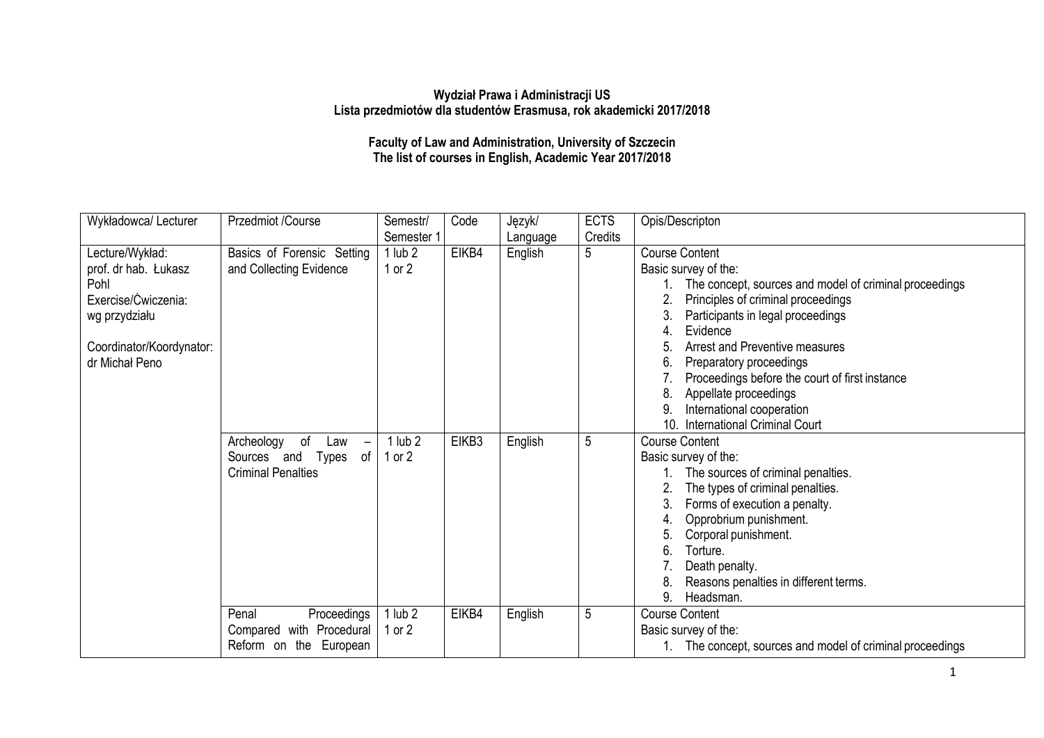**Wydział Prawa i Administracji US**
**Lista przedmiotów dla studentów Erasmusa, rok akademicki 2017/2018**

**Faculty of Law and Administration, University of Szczecin**
**The list of courses in English, Academic Year 2017/2018**

| Wykładowca/ Lecturer | Przedmiot /Course | Semestr/ Semester 1 | Code | Język/ Language | ECTS Credits | Opis/Descripton |
|---|---|---|---|---|---|---|
| Lecture/Wykład: prof. dr hab. Łukasz Pohl<br>Exercise/Ćwiczenia: wg przydziału<br><br>Coordinator/Koordynator: dr Michał Peno | Basics of Forensic Setting and Collecting Evidence | 1 lub 2<br>1 or 2 | EIKB4 | English | 5 | Course Content<br>Basic survey of the:<br>1. The concept, sources and model of criminal proceedings<br>2. Principles of criminal proceedings<br>3. Participants in legal proceedings<br>4. Evidence<br>5. Arrest and Preventive measures<br>6. Preparatory proceedings<br>7. Proceedings before the court of first instance<br>8. Appellate proceedings<br>9. International cooperation<br>10. International Criminal Court |
| | Archeology of Law – Sources and Types of Criminal Penalties | 1 lub 2<br>1 or 2 | EIKB3 | English | 5 | Course Content<br>Basic survey of the:<br>1. The sources of criminal penalties.<br>2. The types of criminal penalties.<br>3. Forms of execution a penalty.<br>4. Opprobrium punishment.<br>5. Corporal punishment.<br>6. Torture.<br>7. Death penalty.<br>8. Reasons penalties in different terms.<br>9. Headsman. |
| | Penal Proceedings Compared with Procedural Reform on the European | 1 lub 2<br>1 or 2 | EIKB4 | English | 5 | Course Content<br>Basic survey of the:<br>1. The concept, sources and model of criminal proceedings |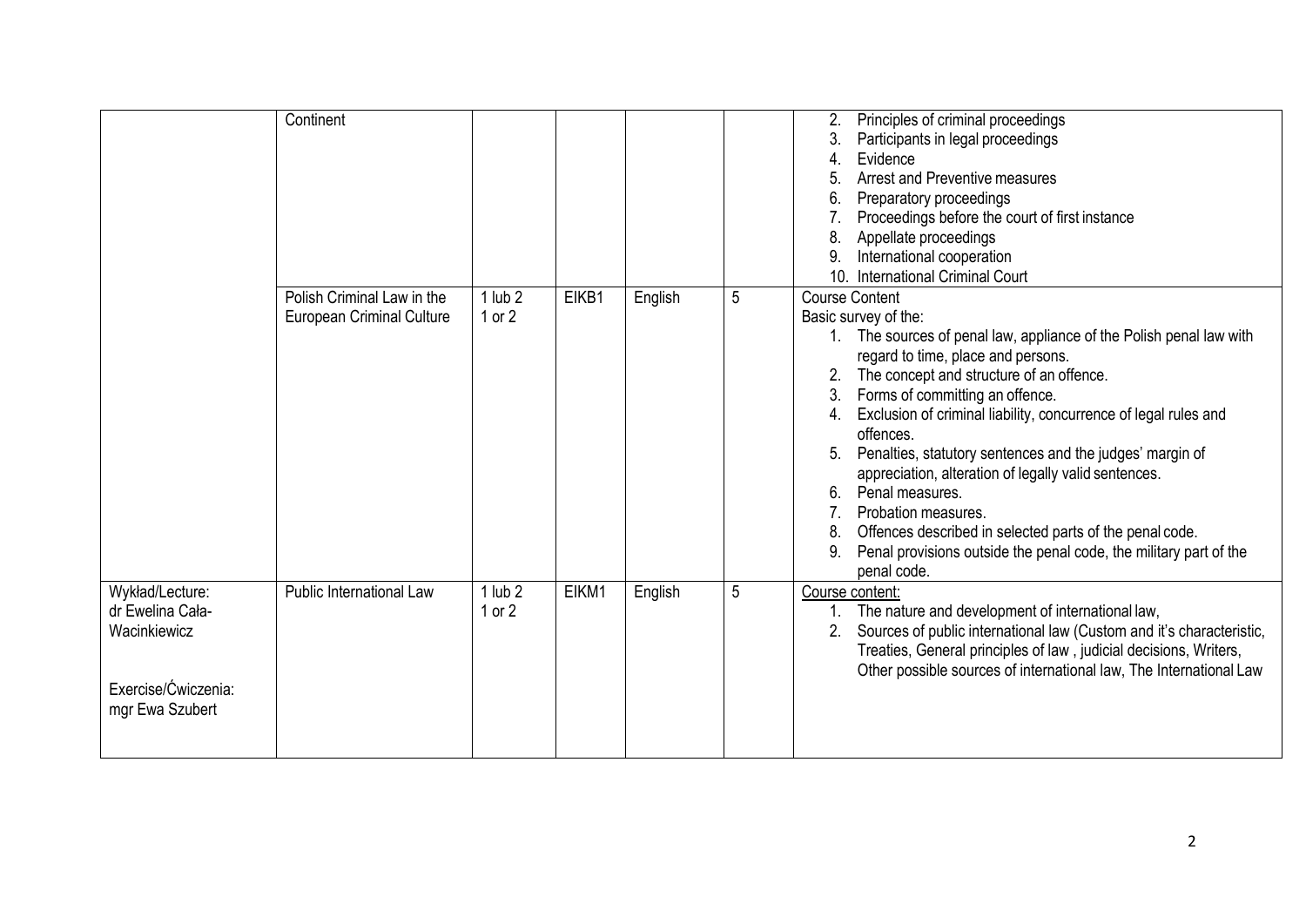|  |  |  |  |  |  |  |
|---|---|---|---|---|---|---|
|  | Continent |  |  |  |  | 2. Principles of criminal proceedings<br>3. Participants in legal proceedings<br>4. Evidence<br>5. Arrest and Preventive measures<br>6. Preparatory proceedings<br>7. Proceedings before the court of first instance<br>8. Appellate proceedings<br>9. International cooperation<br>10. International Criminal Court |
|  | Polish Criminal Law in the European Criminal Culture | 1 lub 2<br>1 or 2 | EIKB1 | English | 5 | Course Content<br>Basic survey of the:<br>1. The sources of penal law, appliance of the Polish penal law with regard to time, place and persons.<br>2. The concept and structure of an offence.<br>3. Forms of committing an offence.<br>4. Exclusion of criminal liability, concurrence of legal rules and offences.<br>5. Penalties, statutory sentences and the judges' margin of appreciation, alteration of legally valid sentences.<br>6. Penal measures.<br>7. Probation measures.<br>8. Offences described in selected parts of the penal code.<br>9. Penal provisions outside the penal code, the military part of the penal code. |
| Wykład/Lecture:<br>dr Ewelina Cała-Wacinkiewicz<br><br>Exercise/Ćwiczenia:<br>mgr Ewa Szubert | Public International Law | 1 lub 2<br>1 or 2 | EIKM1 | English | 5 | Course content:<br>1. The nature and development of international law,<br>2. Sources of public international law (Custom and it's characteristic, Treaties, General principles of law , judicial decisions, Writers, Other possible sources of international law, The International Law |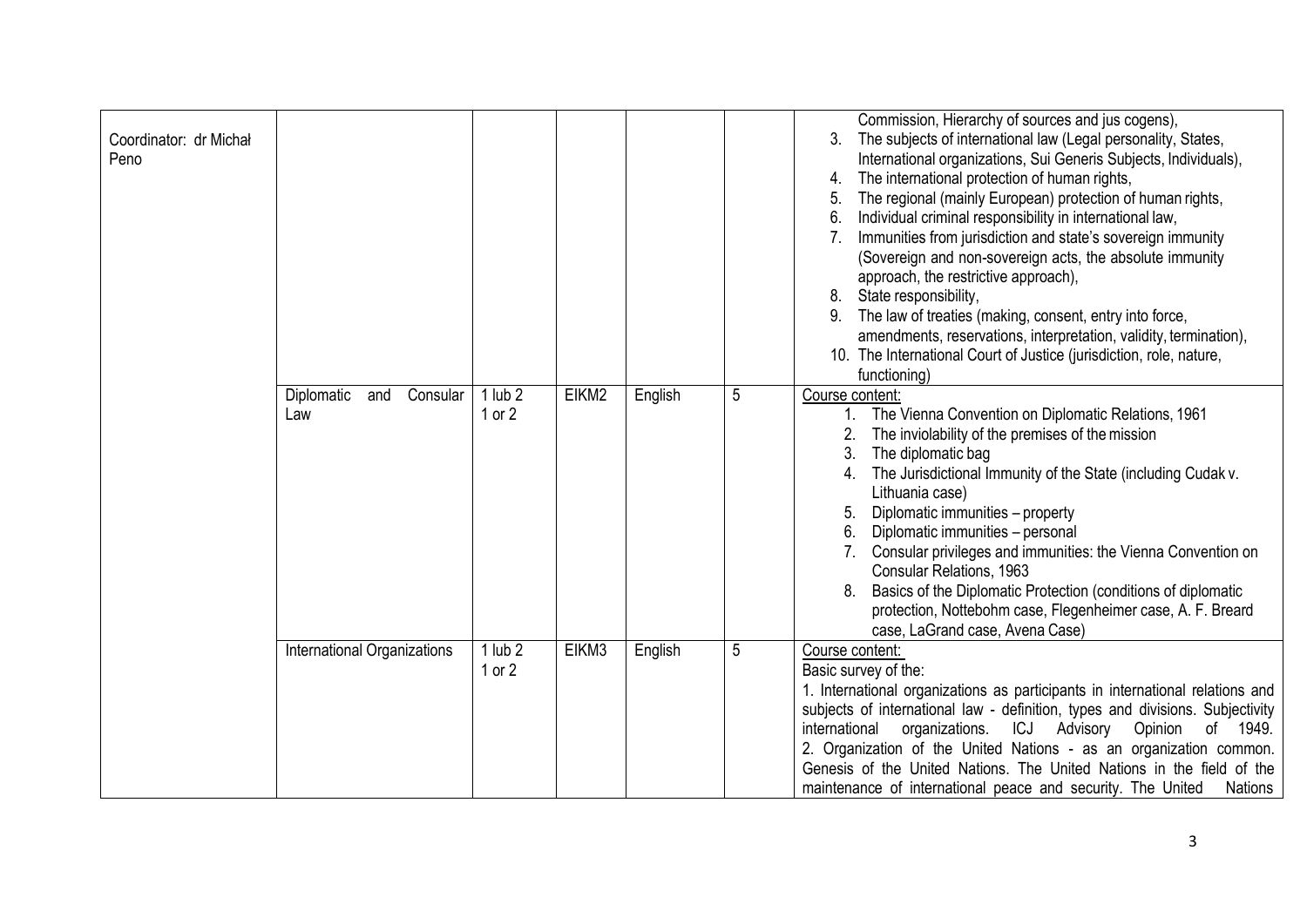| | | | | | | |
|---|---|---|---|---|---|---|
| Coordinator: dr Michał Peno | | | | | | Commission, Hierarchy of sources and jus cogens),<br>3. The subjects of international law (Legal personality, States, International organizations, Sui Generis Subjects, Individuals),<br>4. The international protection of human rights,<br>5. The regional (mainly European) protection of human rights,<br>6. Individual criminal responsibility in international law,<br>7. Immunities from jurisdiction and state's sovereign immunity (Sovereign and non-sovereign acts, the absolute immunity approach, the restrictive approach),<br>8. State responsibility,<br>9. The law of treaties (making, consent, entry into force, amendments, reservations, interpretation, validity, termination),<br>10. The International Court of Justice (jurisdiction, role, nature, functioning) |
| | Diplomatic and Consular Law | 1 lub 2<br>1 or 2 | EIKM2 | English | 5 | Course content:<br>1. The Vienna Convention on Diplomatic Relations, 1961<br>2. The inviolability of the premises of the mission<br>3. The diplomatic bag<br>4. The Jurisdictional Immunity of the State (including Cudak v. Lithuania case)<br>5. Diplomatic immunities – property<br>6. Diplomatic immunities – personal<br>7. Consular privileges and immunities: the Vienna Convention on Consular Relations, 1963<br>8. Basics of the Diplomatic Protection (conditions of diplomatic protection, Nottebohm case, Flegenheimer case, A. F. Breard case, LaGrand case, Avena Case) |
| | International Organizations | 1 lub 2<br>1 or 2 | EIKM3 | English | 5 | Course content:<br>Basic survey of the:<br>1. International organizations as participants in international relations and subjects of international law - definition, types and divisions. Subjectivity international organizations. ICJ Advisory Opinion of 1949.<br>2. Organization of the United Nations - as an organization common. Genesis of the United Nations. The United Nations in the field of the maintenance of international peace and security. The United Nations |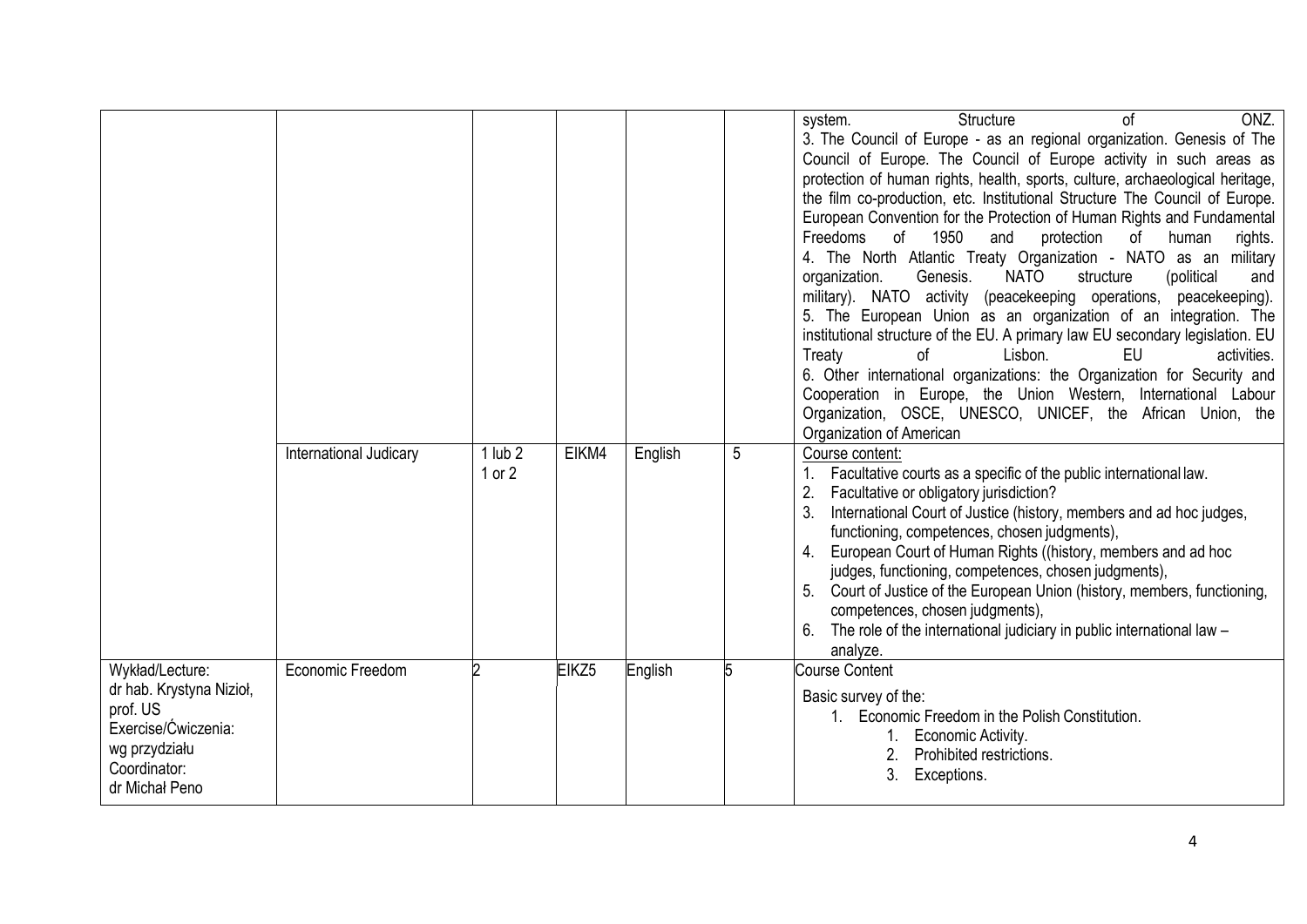| | | | | | | |
|---|---|---|---|---|---|---|
| | | | | | | system. Structure of ONZ.<br>3. The Council of Europe - as an regional organization. Genesis of The Council of Europe. The Council of Europe activity in such areas as protection of human rights, health, sports, culture, archaeological heritage, the film co-production, etc. Institutional Structure The Council of Europe. European Convention for the Protection of Human Rights and Fundamental Freedoms of 1950 and protection of human rights.<br>4. The North Atlantic Treaty Organization - NATO as an military organization. Genesis. NATO structure (political and military). NATO activity (peacekeeping operations, peacekeeping).<br>5. The European Union as an organization of an integration. The institutional structure of the EU. A primary law EU secondary legislation. EU Treaty of Lisbon. EU activities.<br>6. Other international organizations: the Organization for Security and Cooperation in Europe, the Union Western, International Labour Organization, OSCE, UNESCO, UNICEF, the African Union, the Organization of American |
| | International Judicary | 1 lub 2<br>1 or 2 | EIKM4 | English | 5 | Course content:<br>1. Facultative courts as a specific of the public international law.<br>2. Facultative or obligatory jurisdiction?<br>3. International Court of Justice (history, members and ad hoc judges, functioning, competences, chosen judgments),<br>4. European Court of Human Rights ((history, members and ad hoc judges, functioning, competences, chosen judgments),<br>5. Court of Justice of the European Union (history, members, functioning, competences, chosen judgments),<br>6. The role of the international judiciary in public international law – analyze. |
| Wykład/Lecture:<br>dr hab. Krystyna Nizioł, prof. US<br>Exercise/Ćwiczenia:<br>wg przydziału<br>Coordinator:<br>dr Michał Peno | Economic Freedom | 2 | EIKZ5 | English | 5 | Course Content<br>Basic survey of the:<br>1. Economic Freedom in the Polish Constitution.<br>&nbsp;&nbsp;&nbsp;&nbsp;1. Economic Activity.<br>&nbsp;&nbsp;&nbsp;&nbsp;2. Prohibited restrictions.<br>&nbsp;&nbsp;&nbsp;&nbsp;3. Exceptions. |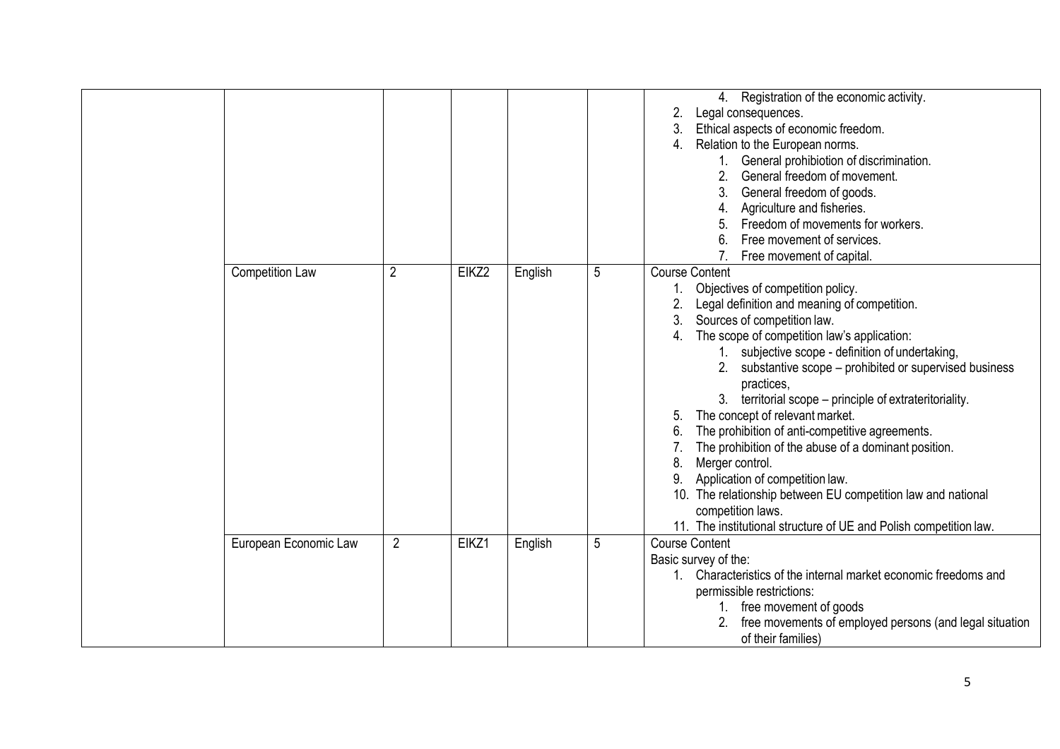|  |  |  |  |  |  |  |
|---|---|---|---|---|---|---|
|  |  |  |  |  |  | 4. Registration of the economic activity.<br>2. Legal consequences.<br>3. Ethical aspects of economic freedom.<br>4. Relation to the European norms.<br>1. General prohibiotion of discrimination.<br>2. General freedom of movement.<br>3. General freedom of goods.<br>4. Agriculture and fisheries.<br>5. Freedom of movements for workers.<br>6. Free movement of services.<br>7. Free movement of capital. |
|  | Competition Law | 2 | EIKZ2 | English | 5 | Course Content<br>1. Objectives of competition policy.<br>2. Legal definition and meaning of competition.<br>3. Sources of competition law.<br>4. The scope of competition law's application:<br>1. subjective scope - definition of undertaking,<br>2. substantive scope – prohibited or supervised business practices,<br>3. territorial scope – principle of extrateritoriality.<br>5. The concept of relevant market.<br>6. The prohibition of anti-competitive agreements.<br>7. The prohibition of the abuse of a dominant position.<br>8. Merger control.<br>9. Application of competition law.<br>10. The relationship between EU competition law and national competition laws.<br>11. The institutional structure of UE and Polish competition law. |
|  | European Economic Law | 2 | EIKZ1 | English | 5 | Course Content<br>Basic survey of the:<br>1. Characteristics of the internal market economic freedoms and permissible restrictions:<br>1. free movement of goods<br>2. free movements of employed persons (and legal situation of their families) |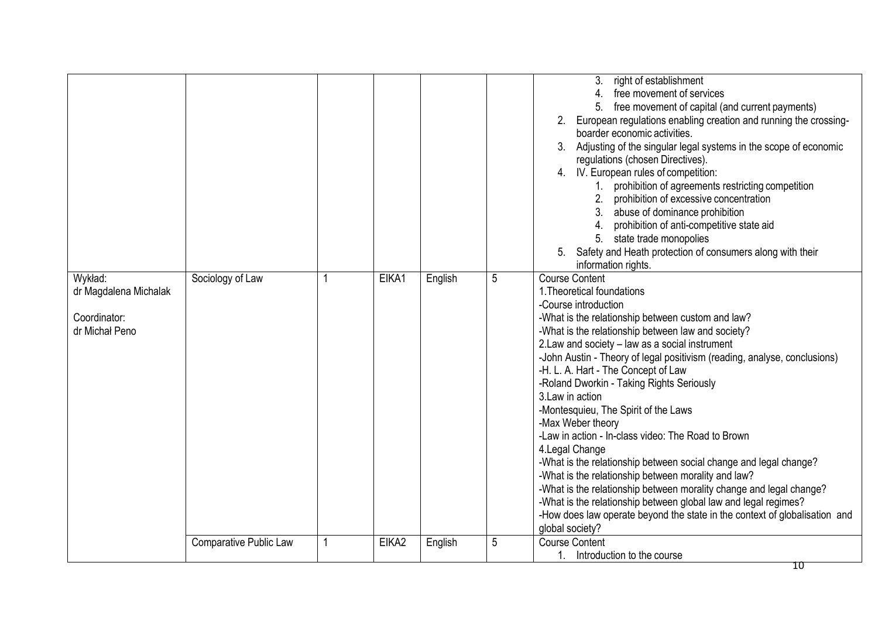|  |  |  |  |  |  |  |
|---|---|---|---|---|---|---|
|  |  |  |  |  |  | 3. right of establishment<br>4. free movement of services<br>5. free movement of capital (and current payments)<br>2. European regulations enabling creation and running the crossing-boarder economic activities.<br>3. Adjusting of the singular legal systems in the scope of economic regulations (chosen Directives).<br>4. IV. European rules of competition:<br>1. prohibition of agreements restricting competition<br>2. prohibition of excessive concentration<br>3. abuse of dominance prohibition<br>4. prohibition of anti-competitive state aid<br>5. state trade monopolies<br>5. Safety and Heath protection of consumers along with their information rights. |
| Wykład:<br>dr Magdalena Michalak<br><br>Coordinator:<br>dr Michał Peno | Sociology of Law | 1 | EIKA1 | English | 5 | Course Content<br>1.Theoretical foundations<br>-Course introduction<br>-What is the relationship between custom and law?<br>-What is the relationship between law and society?<br>2.Law and society – law as a social instrument<br>-John Austin - Theory of legal positivism (reading, analyse, conclusions)<br>-H. L. A. Hart - The Concept of Law<br>-Roland Dworkin - Taking Rights Seriously<br>3.Law in action<br>-Montesquieu, The Spirit of the Laws<br>-Max Weber theory<br>-Law in action - In-class video: The Road to Brown<br>4.Legal Change<br>-What is the relationship between social change and legal change?<br>-What is the relationship between morality and law?<br>-What is the relationship between morality change and legal change?<br>-What is the relationship between global law and legal regimes?<br>-How does law operate beyond the state in the context of globalisation and global society? |
|  | Comparative Public Law | 1 | EIKA2 | English | 5 | Course Content<br>1. Introduction to the course |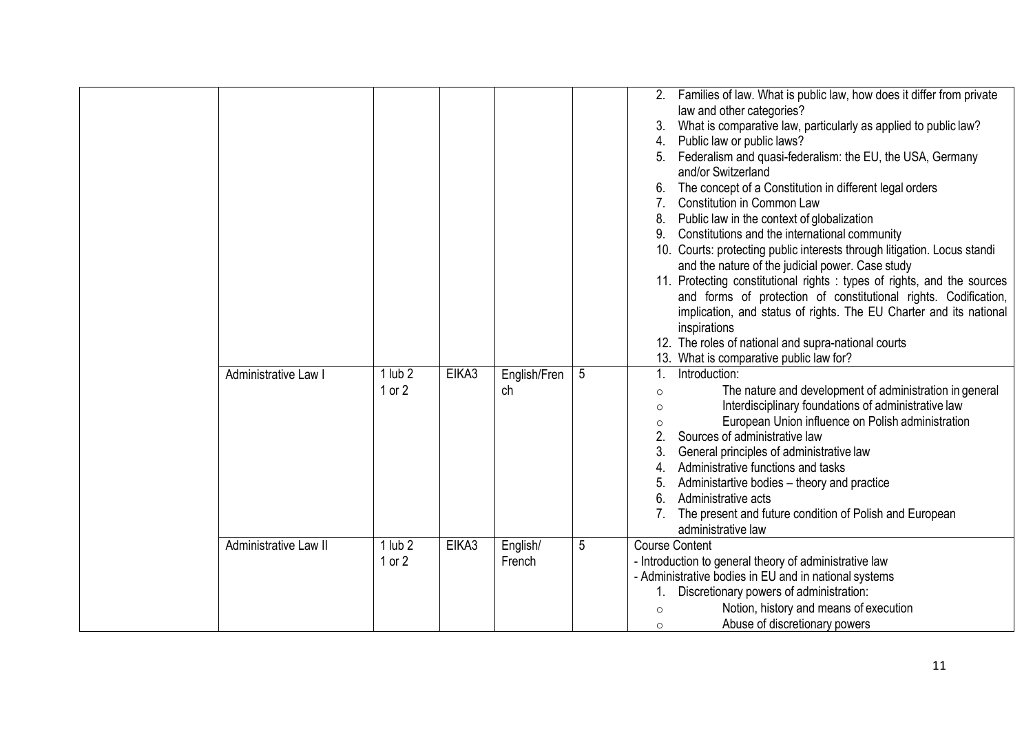|  |  |  |  |  |  |  |
|---|---|---|---|---|---|---|
|  |  |  |  |  |  | 2. Families of law. What is public law, how does it differ from private law and other categories?<br>3. What is comparative law, particularly as applied to public law?<br>4. Public law or public laws?<br>5. Federalism and quasi-federalism: the EU, the USA, Germany and/or Switzerland<br>6. The concept of a Constitution in different legal orders<br>7. Constitution in Common Law<br>8. Public law in the context of globalization<br>9. Constitutions and the international community<br>10. Courts: protecting public interests through litigation. Locus standi and the nature of the judicial power. Case study<br>11. Protecting constitutional rights : types of rights, and the sources and forms of protection of constitutional rights. Codification, implication, and status of rights. The EU Charter and its national inspirations<br>12. The roles of national and supra-national courts<br>13. What is comparative public law for? |
|  | Administrative Law I | 1 lub 2<br>1 or 2 | EIKA3 | English/French | 5 | 1. Introduction:<br>◦ The nature and development of administration in general<br>◦ Interdisciplinary foundations of administrative law<br>◦ European Union influence on Polish administration<br>2. Sources of administrative law<br>3. General principles of administrative law<br>4. Administrative functions and tasks<br>5. Administartive bodies – theory and practice<br>6. Administrative acts<br>7. The present and future condition of Polish and European administrative law |
|  | Administrative Law II | 1 lub 2<br>1 or 2 | EIKA3 | English/<br>French | 5 | Course Content<br>- Introduction to general theory of administrative law<br>- Administrative bodies in EU and in national systems<br>1. Discretionary powers of administration:<br>◦ Notion, history and means of execution<br>◦ Abuse of discretionary powers |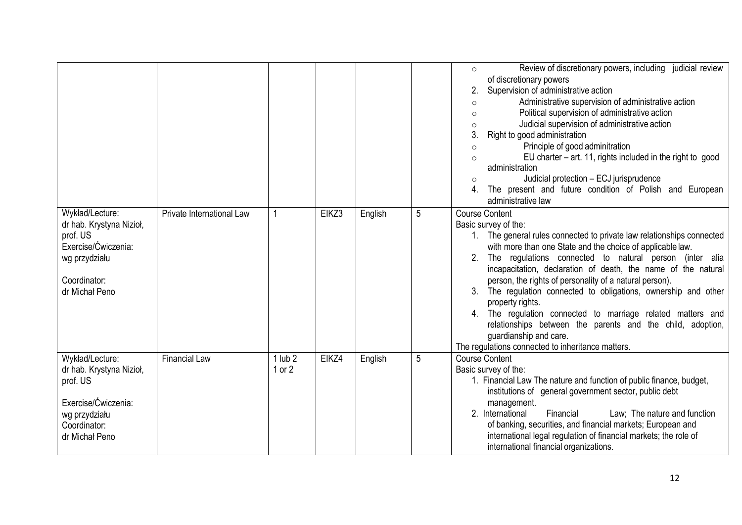| | | | | | | |
|---|---|---|---|---|---|---|
| | | | | | | ○ Review of discretionary powers, including judicial review of discretionary powers<br>2. Supervision of administrative action<br>○ Administrative supervision of administrative action<br>○ Political supervision of administrative action<br>○ Judicial supervision of administrative action<br>3. Right to good administration<br>○ Principle of good adminitration<br>○ EU charter – art. 11, rights included in the right to good administration<br>○ Judicial protection – ECJ jurisprudence<br>4. The present and future condition of Polish and European administrative law |
| Wykład/Lecture:<br>dr hab. Krystyna Nizioł, prof. US<br>Exercise/Ćwiczenia:<br>wg przydziału<br><br>Coordinator:<br>dr Michał Peno | Private International Law | 1 | EIKZ3 | English | 5 | Course Content<br>Basic survey of the:<br>1. The general rules connected to private law relationships connected with more than one State and the choice of applicable law.<br>2. The regulations connected to natural person (inter alia incapacitation, declaration of death, the name of the natural person, the rights of personality of a natural person).<br>3. The regulation connected to obligations, ownership and other property rights.<br>4. The regulation connected to marriage related matters and relationships between the parents and the child, adoption, guardianship and care.<br>The regulations connected to inheritance matters. |
| Wykład/Lecture:<br>dr hab. Krystyna Nizioł, prof. US<br><br>Exercise/Ćwiczenia:<br>wg przydziału<br>Coordinator:<br>dr Michał Peno | Financial Law | 1 lub 2<br>1 or 2 | EIKZ4 | English | 5 | Course Content<br>Basic survey of the:<br>1. Financial Law The nature and function of public finance, budget, institutions of general government sector, public debt management.<br>2. International Financial Law; The nature and function of banking, securities, and financial markets; European and international legal regulation of financial markets; the role of international financial organizations. |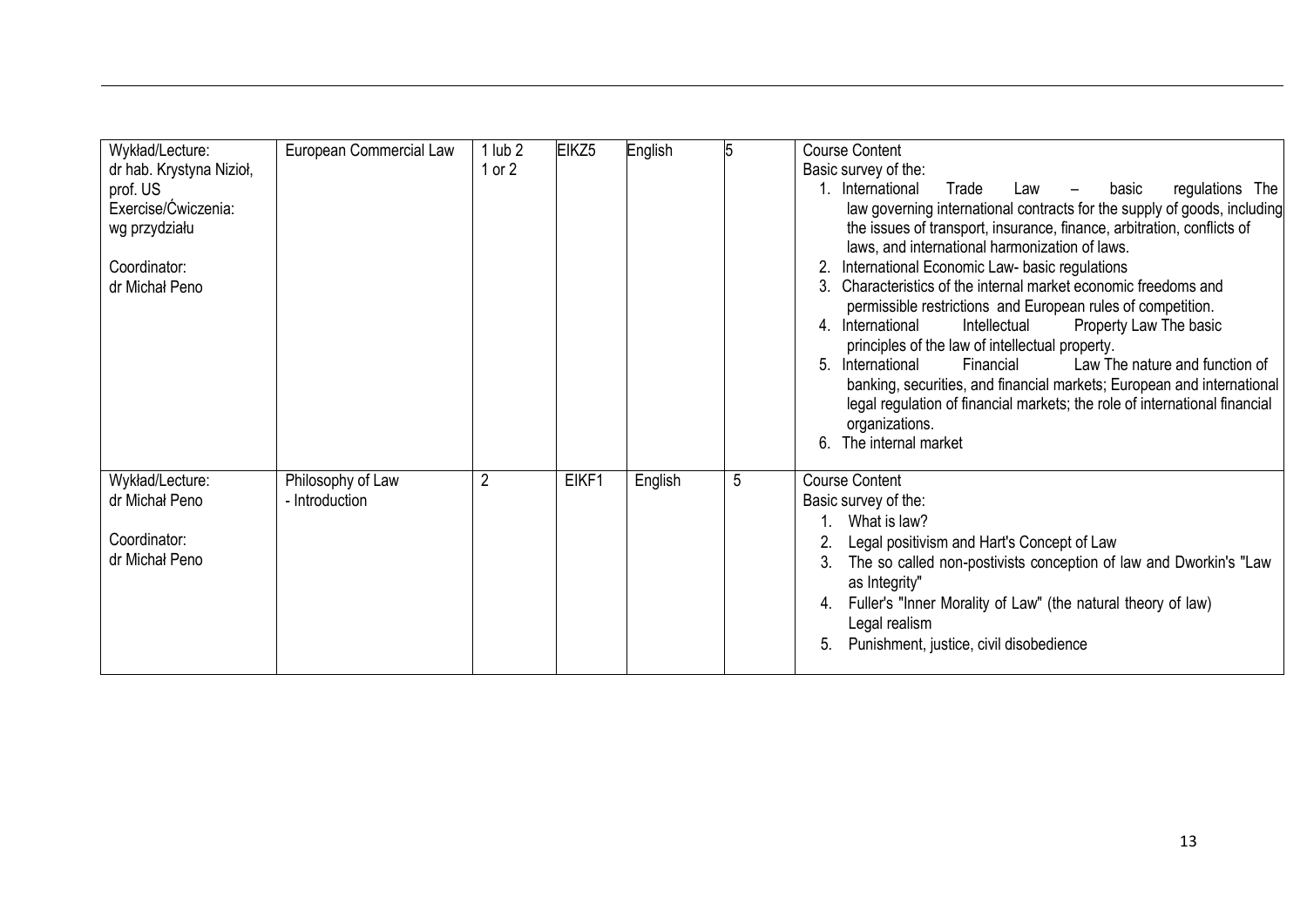| | | | | | | |
|---|---|---|---|---|---|---|
| Wykład/Lecture:<br>dr hab. Krystyna Nizioł, prof. US<br>Exercise/Ćwiczenia:<br>wg przydziału<br><br>Coordinator:<br>dr Michał Peno | European Commercial Law | 1 lub 2<br>1 or 2 | EIKZ5 | English | 5 | Course Content<br>Basic survey of the:<br>1. International Trade Law – basic regulations The law governing international contracts for the supply of goods, including the issues of transport, insurance, finance, arbitration, conflicts of laws, and international harmonization of laws.<br>2. International Economic Law- basic regulations<br>3. Characteristics of the internal market economic freedoms and permissible restrictions and European rules of competition.<br>4. International Intellectual Property Law The basic principles of the law of intellectual property.<br>5. International Financial Law The nature and function of banking, securities, and financial markets; European and international legal regulation of financial markets; the role of international financial organizations.<br>6. The internal market |
| Wykład/Lecture:<br>dr Michał Peno<br><br>Coordinator:<br>dr Michał Peno | Philosophy of Law<br>- Introduction | 2 | EIKF1 | English | 5 | Course Content<br>Basic survey of the:<br>1. What is law?<br>2. Legal positivism and Hart's Concept of Law<br>3. The so called non-postivists conception of law and Dworkin's "Law as Integrity"<br>4. Fuller's "Inner Morality of Law" (the natural theory of law) Legal realism<br>5. Punishment, justice, civil disobedience |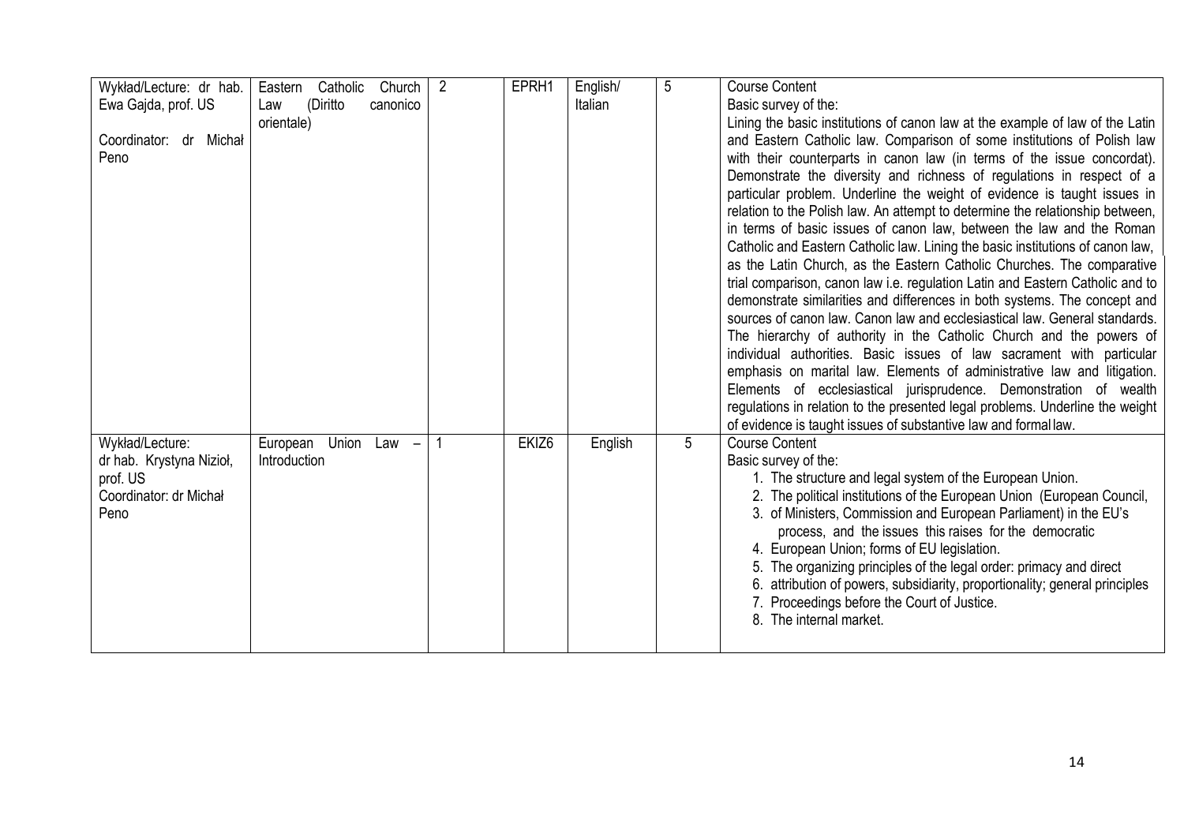| Wykład/Lecture: dr hab. Ewa Gajda, prof. US<br><br>Coordinator: dr Michał Peno | Eastern Catholic Church Law (Diritto canonico orientale) | 2 | EPRH1 | English/ Italian | 5 | Course Content<br>Basic survey of the:<br>Lining the basic institutions of canon law at the example of law of the Latin and Eastern Catholic law. Comparison of some institutions of Polish law with their counterparts in canon law (in terms of the issue concordat). Demonstrate the diversity and richness of regulations in respect of a particular problem. Underline the weight of evidence is taught issues in relation to the Polish law. An attempt to determine the relationship between, in terms of basic issues of canon law, between the law and the Roman Catholic and Eastern Catholic law. Lining the basic institutions of canon law, as the Latin Church, as the Eastern Catholic Churches. The comparative trial comparison, canon law i.e. regulation Latin and Eastern Catholic and to demonstrate similarities and differences in both systems. The concept and sources of canon law. Canon law and ecclesiastical law. General standards. The hierarchy of authority in the Catholic Church and the powers of individual authorities. Basic issues of law sacrament with particular emphasis on marital law. Elements of administrative law and litigation. Elements of ecclesiastical jurisprudence. Demonstration of wealth regulations in relation to the presented legal problems. Underline the weight of evidence is taught issues of substantive law and formal law. |
|---|---|---|---|---|---|---|
| Wykład/Lecture:<br>dr hab. Krystyna Nizioł, prof. US<br>Coordinator: dr Michał Peno | European Union Law – Introduction | 1 | EKIZ6 | English | 5 | Course Content<br>Basic survey of the:<br>1. The structure and legal system of the European Union.<br>2. The political institutions of the European Union (European Council,<br>3. of Ministers, Commission and European Parliament) in the EU's process, and the issues this raises for the democratic<br>4. European Union; forms of EU legislation.<br>5. The organizing principles of the legal order: primacy and direct<br>6. attribution of powers, subsidiarity, proportionality; general principles<br>7. Proceedings before the Court of Justice.<br>8. The internal market. |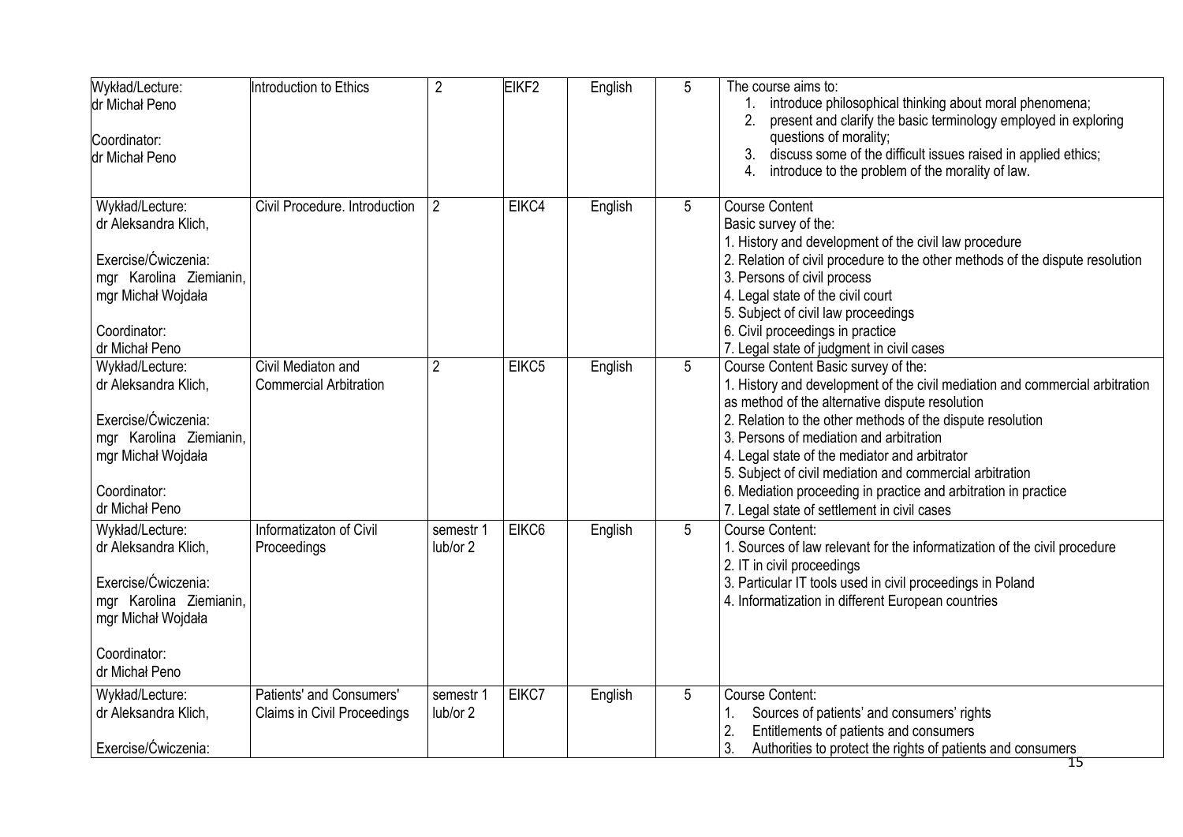| | | | | | | |
|---|---|---|---|---|---|---|
| Wykład/Lecture:<br>dr Michał Peno<br><br>Coordinator:<br>dr Michał Peno | Introduction to Ethics | 2 | EIKF2 | English | 5 | The course aims to:<br>1. introduce philosophical thinking about moral phenomena;<br>2. present and clarify the basic terminology employed in exploring questions of morality;<br>3. discuss some of the difficult issues raised in applied ethics;<br>4. introduce to the problem of the morality of law. |
| Wykład/Lecture:<br>dr Aleksandra Klich,<br><br>Exercise/Ćwiczenia:<br>mgr Karolina Ziemianin,<br>mgr Michał Wojdała<br><br>Coordinator:<br>dr Michał Peno | Civil Procedure. Introduction | 2 | EIKC4 | English | 5 | Course Content<br>Basic survey of the:<br>1. History and development of the civil law procedure<br>2. Relation of civil procedure to the other methods of the dispute resolution<br>3. Persons of civil process<br>4. Legal state of the civil court<br>5. Subject of civil law proceedings<br>6. Civil proceedings in practice<br>7. Legal state of judgment in civil cases |
| Wykład/Lecture:<br>dr Aleksandra Klich,<br><br>Exercise/Ćwiczenia:<br>mgr Karolina Ziemianin,<br>mgr Michał Wojdała<br><br>Coordinator:<br>dr Michał Peno | Civil Mediaton and Commercial Arbitration | 2 | EIKC5 | English | 5 | Course Content Basic survey of the:<br>1. History and development of the civil mediation and commercial arbitration as method of the alternative dispute resolution<br>2. Relation to the other methods of the dispute resolution<br>3. Persons of mediation and arbitration<br>4. Legal state of the mediator and arbitrator<br>5. Subject of civil mediation and commercial arbitration<br>6. Mediation proceeding in practice and arbitration in practice<br>7. Legal state of settlement in civil cases |
| Wykład/Lecture:<br>dr Aleksandra Klich,<br><br>Exercise/Ćwiczenia:<br>mgr Karolina Ziemianin,<br>mgr Michał Wojdała<br><br>Coordinator:<br>dr Michał Peno | Informatizaton of Civil Proceedings | semestr 1 lub/or 2 | EIKC6 | English | 5 | Course Content:<br>1. Sources of law relevant for the informatization of the civil procedure<br>2. IT in civil proceedings<br>3. Particular IT tools used in civil proceedings in Poland<br>4. Informatization in different European countries |
| Wykład/Lecture:<br>dr Aleksandra Klich,<br><br>Exercise/Ćwiczenia: | Patients' and Consumers' Claims in Civil Proceedings | semestr 1 lub/or 2 | EIKC7 | English | 5 | Course Content:<br>1. Sources of patients' and consumers' rights<br>2. Entitlements of patients and consumers<br>3. Authorities to protect the rights of patients and consumers |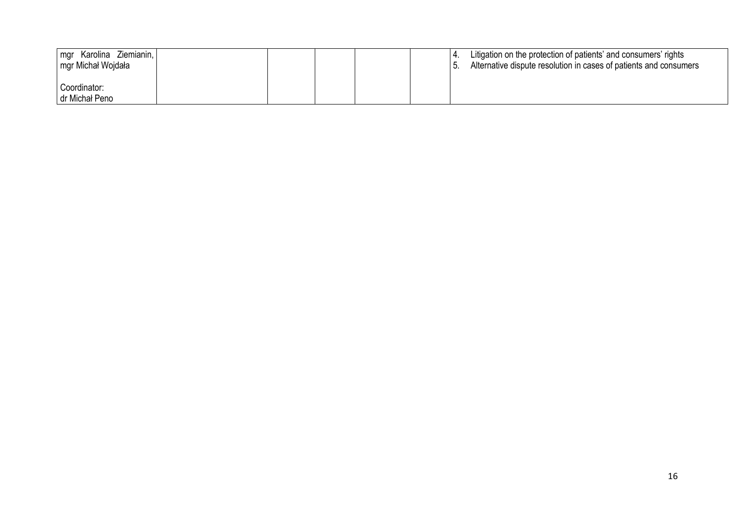| | | | | | | |
|---|---|---|---|---|---|---|
| mgr Karolina Ziemianin, mgr Michał Wojdała<br><br>Coordinator:<br>dr Michał Peno | | | | | | 4. Litigation on the protection of patients' and consumers' rights<br>5. Alternative dispute resolution in cases of patients and consumers |